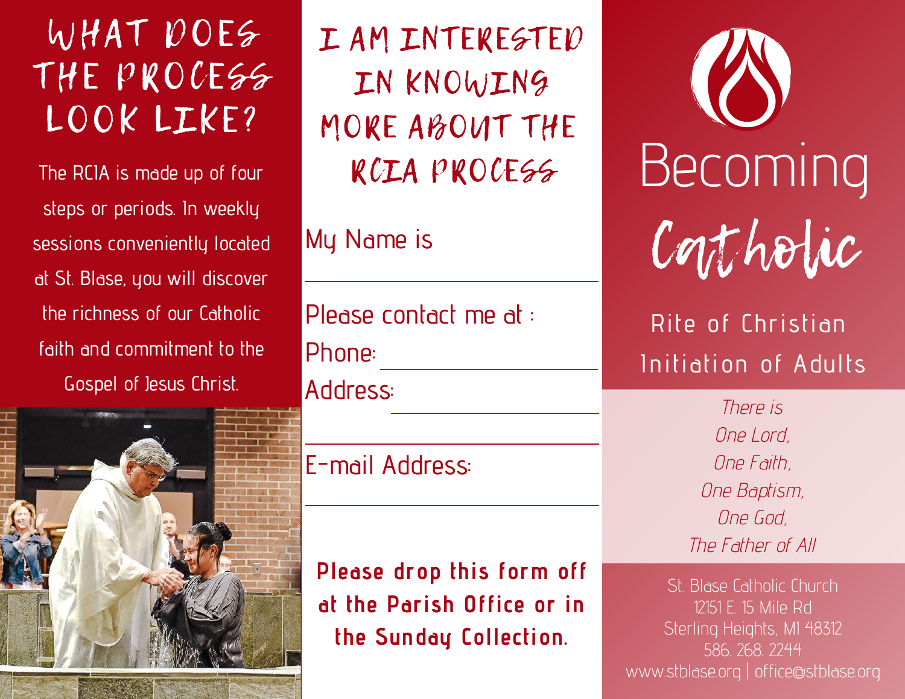# WHAT DOES THE PROCESS LOOK LIKE?

The RCIA is made up of four steps or periods. In weekly sessions conveniently located at St. Blase, you will discover the richness of our Catholic faith and commitment to the Gospel of Jesus Christ.

# I AM INTERESTED IN KNOWING MORE ABOUT THE RCIA PROCESS

My Name is

\_\_\_\_\_\_\_\_\_\_\_\_\_\_\_\_\_\_\_\_\_\_\_\_\_\_\_\_\_\_\_\_

Please contact me at :

Phone: \_\_\_\_\_\_\_\_\_\_\_\_\_\_\_\_\_\_\_\_

Address: \_\_\_\_\_\_\_\_\_\_\_\_\_\_\_\_\_\_\_\_

\_\_\_\_\_\_\_\_\_\_\_\_\_\_\_\_\_\_\_\_\_\_\_\_\_\_\_\_\_\_\_\_

E-mail Address:

\_\_\_\_\_\_\_\_\_\_\_\_\_\_\_\_\_\_\_\_\_\_\_\_\_\_\_\_\_\_\_\_

**Please drop this form off at the Parish Office or in the Sunday Collection.**

# Becoming Catholic

## Rite of Christian Initiation of Adults

*There is*
*One Lord,*
*One Faith,*
*One Baptism,*
*One God,*
*The Father of All*

St. Blase Catholic Church
12151 E. 15 Mile Rd
Sterling Heights, MI 48312
586. 268. 2244
www.stblase.org | office@stblase.org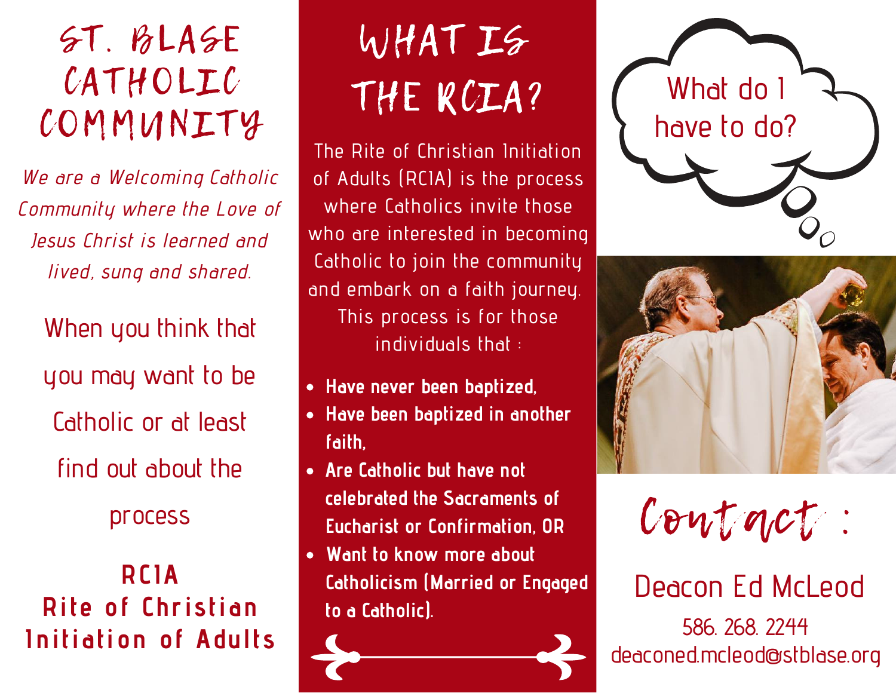# ST. BLASE CATHOLIC COMMUNITY

*We are a Welcoming Catholic Community where the Love of Jesus Christ is learned and lived, sung and shared.*

When you think that you may want to be Catholic or at least find out about the process

**RCIA**
**Rite of Christian Initiation of Adults**

# WHAT IS THE RCIA?

The Rite of Christian Initiation of Adults (RCIA) is the process where Catholics invite those who are interested in becoming Catholic to join the community and embark on a faith journey. This process is for those individuals that :

- **Have never been baptized,**
- **Have been baptized in another faith,**
- **Are Catholic but have not celebrated the Sacraments of Eucharist or Confirmation, OR**
- **Want to know more about Catholicism (Married or Engaged to a Catholic).**

What do I have to do?

## Contact :

Deacon Ed McLeod
586. 268. 2244
deaconed.mcleod@stblase.org